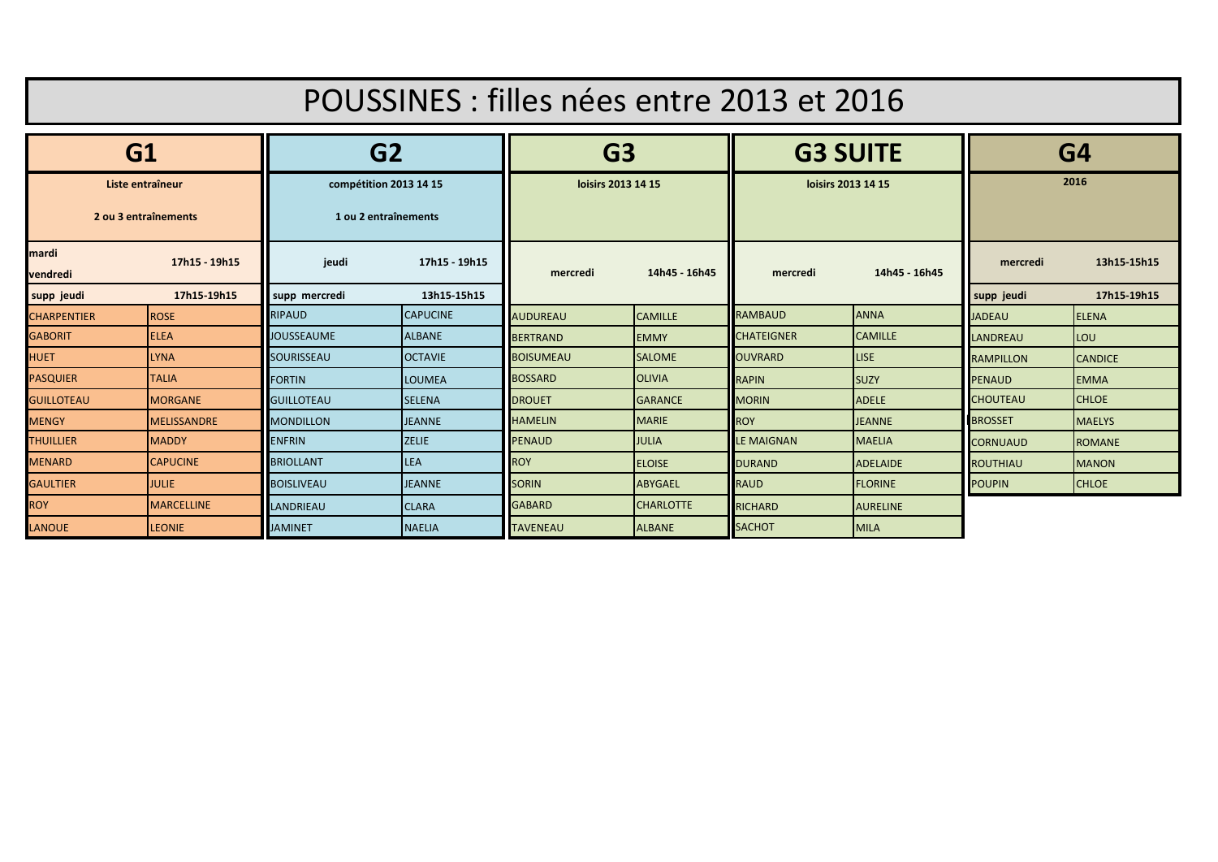# POUSSINES : filles nées entre 2013 et 2016

| G1 | | G2 | | G3 | | G3 SUITE | | G4 | |
|---|---|---|---|---|---|---|---|---|---|
| Liste entraîneur<br>2 ou 3 entraînements | | compétition 2013 14 15<br>1 ou 2 entraînements | | loisirs 2013 14 15 | | loisirs 2013 14 15 | | 2016 | |
| mardi<br>vendredi | 17h15 - 19h15 | jeudi | 17h15 - 19h15 | mercredi | 14h45 - 16h45 | mercredi | 14h45 - 16h45 | mercredi | 13h15-15h15 |
| supp jeudi | 17h15-19h15 | supp mercredi | 13h15-15h15 | | | | | supp jeudi | 17h15-19h15 |
| CHARPENTIER | ROSE | RIPAUD | CAPUCINE | AUDUREAU | CAMILLE | RAMBAUD | ANNA | JADEAU | ELENA |
| GABORIT | ELEA | JOUSSEAUME | ALBANE | BERTRAND | EMMY | CHATEIGNER | CAMILLE | LANDREAU | LOU |
| HUET | LYNA | SOURISSEAU | OCTAVIE | BOISUMEAU | SALOME | OUVRARD | LISE | RAMPILLON | CANDICE |
| PASQUIER | TALIA | FORTIN | LOUMEA | BOSSARD | OLIVIA | RAPIN | SUZY | PENAUD | EMMA |
| GUILLOTEAU | MORGANE | GUILLOTEAU | SELENA | DROUET | GARANCE | MORIN | ADELE | CHOUTEAU | CHLOE |
| MENGY | MELISSANDRE | MONDILLON | JEANNE | HAMELIN | MARIE | ROY | JEANNE | BROSSET | MAELYS |
| THUILLIER | MADDY | ENFRIN | ZELIE | PENAUD | JULIA | LE MAIGNAN | MAELIA | CORNUAUD | ROMANE |
| MENARD | CAPUCINE | BRIOLLANT | LEA | ROY | ELOISE | DURAND | ADELAIDE | ROUTHIAU | MANON |
| GAULTIER | JULIE | BOISLIVEAU | JEANNE | SORIN | ABYGAEL | RAUD | FLORINE | POUPIN | CHLOE |
| ROY | MARCELLINE | LANDRIEAU | CLARA | GABARD | CHARLOTTE | RICHARD | AURELINE | | |
| LANOUE | LEONIE | JAMINET | NAELIA | TAVENEAU | ALBANE | SACHOT | MILA | | |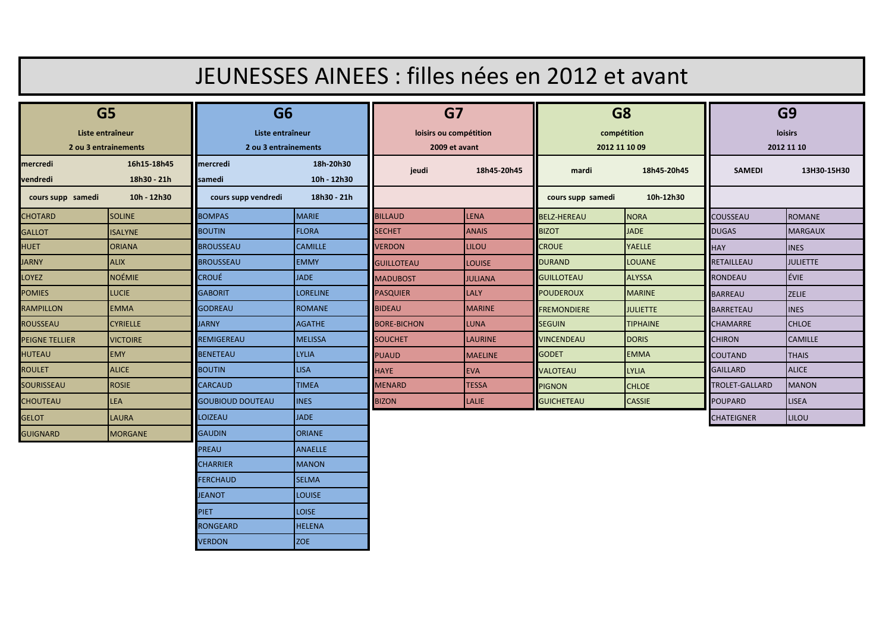# JEUNESSES AINEES : filles nées en 2012 et avant

## G5

Liste entraîneur
2 ou 3 entrainements

| | |
|---|---|
| mercredi | 16h15-18h45 |
| vendredi | 18h30 - 21h |
| cours supp samedi | 10h - 12h30 |
| CHOTARD | SOLINE |
| GALLOT | ISALYNE |
| HUET | ORIANA |
| JARNY | ALIX |
| LOYEZ | NOÉMIE |
| POMIES | LUCIE |
| RAMPILLON | EMMA |
| ROUSSEAU | CYRIELLE |
| PEIGNE TELLIER | VICTOIRE |
| HUTEAU | EMY |
| ROULET | ALICE |
| SOURISSEAU | ROSIE |
| CHOUTEAU | LEA |
| GELOT | LAURA |
| GUIGNARD | MORGANE |

## G6

Liste entraîneur
2 ou 3 entrainements

| | |
|---|---|
| mercredi | 18h-20h30 |
| samedi | 10h - 12h30 |
| cours supp vendredi | 18h30 - 21h |
| BOMPAS | MARIE |
| BOUTIN | FLORA |
| BROUSSEAU | CAMILLE |
| BROUSSEAU | EMMY |
| CROUÉ | JADE |
| GABORIT | LORELINE |
| GODREAU | ROMANE |
| JARNY | AGATHE |
| REMIGEREAU | MELISSA |
| BENETEAU | LYLIA |
| BOUTIN | LISA |
| CARCAUD | TIMEA |
| GOUBIOUD DOUTEAU | INES |
| LOIZEAU | JADE |
| GAUDIN | ORIANE |
| PREAU | ANAELLE |
| CHARRIER | MANON |
| FERCHAUD | SELMA |
| JEANOT | LOUISE |
| PIET | LOISE |
| RONGEARD | HELENA |
| VERDON | ZOE |

## G7

loisirs ou compétition
2009 et avant

| | |
|---|---|
| jeudi | 18h45-20h45 |
| BILLAUD | LENA |
| SECHET | ANAIS |
| VERDON | LILOU |
| GUILLOTEAU | LOUISE |
| MADUBOST | JULIANA |
| PASQUIER | LALY |
| BIDEAU | MARINE |
| BORE-BICHON | LUNA |
| SOUCHET | LAURINE |
| PUAUD | MAELINE |
| HAYE | EVA |
| MENARD | TESSA |
| BIZON | LALIE |

## G8

compétition
2012 11 10 09

| | |
|---|---|
| mardi | 18h45-20h45 |
| cours supp samedi | 10h-12h30 |
| BELZ-HEREAU | NORA |
| BIZOT | JADE |
| CROUE | YAELLE |
| DURAND | LOUANE |
| GUILLOTEAU | ALYSSA |
| POUDEROUX | MARINE |
| FREMONDIERE | JULIETTE |
| SEGUIN | TIPHAINE |
| VINCENDEAU | DORIS |
| GODET | EMMA |
| VALOTEAU | LYLIA |
| PIGNON | CHLOE |
| GUICHETEAU | CASSIE |

## G9

loisirs
2012 11 10

| | |
|---|---|
| SAMEDI | 13H30-15H30 |
| COUSSEAU | ROMANE |
| DUGAS | MARGAUX |
| HAY | INES |
| RETAILLEAU | JULIETTE |
| RONDEAU | ÉVIE |
| BARREAU | ZELIE |
| BARRETEAU | INES |
| CHAMARRE | CHLOE |
| CHIRON | CAMILLE |
| COUTAND | THAIS |
| GAILLARD | ALICE |
| TROLET-GALLARD | MANON |
| POUPARD | LISEA |
| CHATEIGNER | LILOU |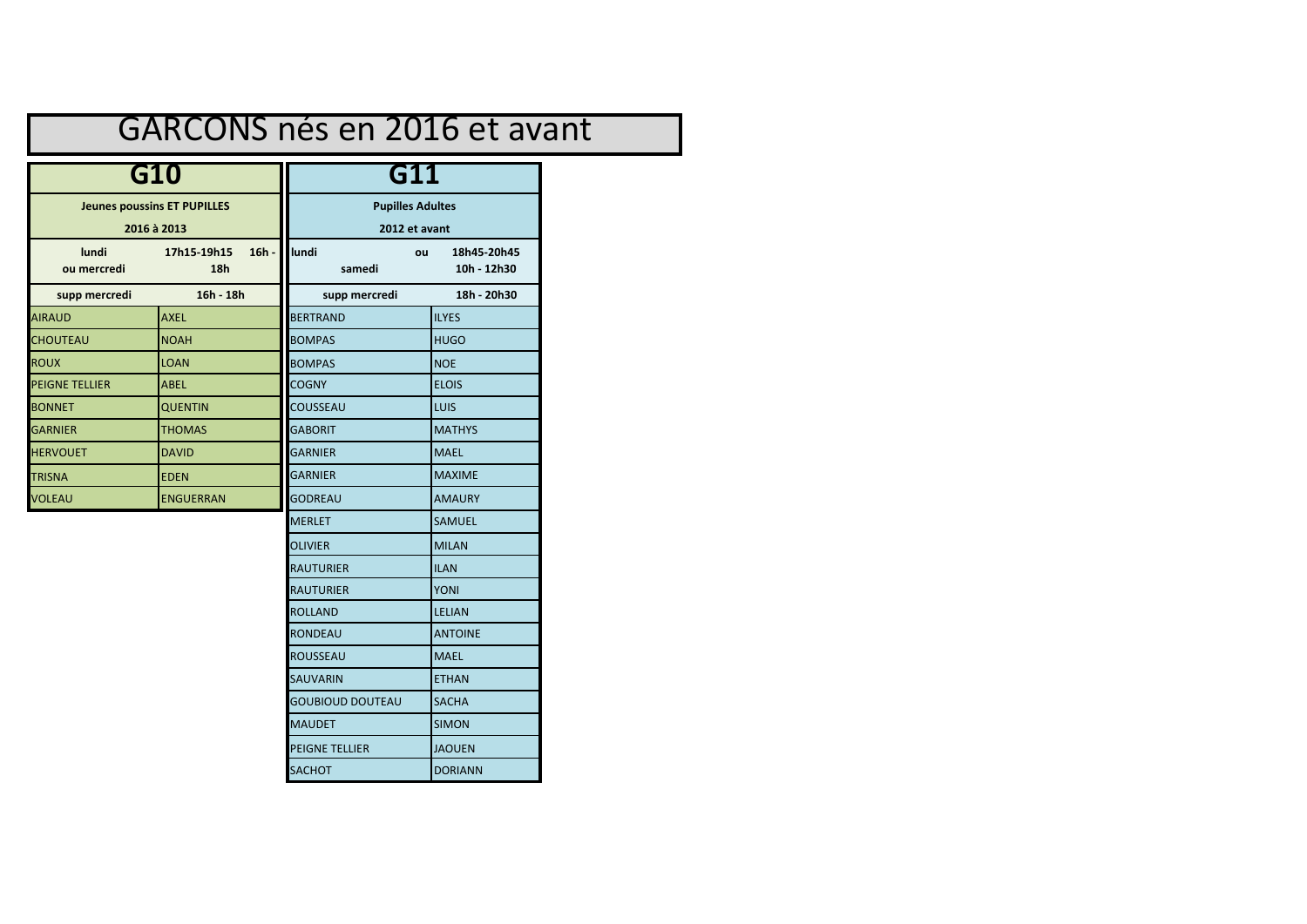# GARCONS nés en 2016 et avant

## G10

| Jeunes poussins ET PUPILLES 2016 à 2013 | |
|---|---|
| lundi ou mercredi | 17h15-19h15 16h - 18h |
| supp mercredi | 16h - 18h |
| AIRAUD | AXEL |
| CHOUTEAU | NOAH |
| ROUX | LOAN |
| PEIGNE TELLIER | ABEL |
| BONNET | QUENTIN |
| GARNIER | THOMAS |
| HERVOUET | DAVID |
| TRISNA | EDEN |
| VOLEAU | ENGUERRAN |

## G11

| Pupilles Adultes 2012 et avant | |
|---|---|
| lundi ou samedi | 18h45-20h45 10h - 12h30 |
| supp mercredi | 18h - 20h30 |
| BERTRAND | ILYES |
| BOMPAS | HUGO |
| BOMPAS | NOE |
| COGNY | ELOIS |
| COUSSEAU | LUIS |
| GABORIT | MATHYS |
| GARNIER | MAEL |
| GARNIER | MAXIME |
| GODREAU | AMAURY |
| MERLET | SAMUEL |
| OLIVIER | MILAN |
| RAUTURIER | ILAN |
| RAUTURIER | YONI |
| ROLLAND | LELIAN |
| RONDEAU | ANTOINE |
| ROUSSEAU | MAEL |
| SAUVARIN | ETHAN |
| GOUBIOUD DOUTEAU | SACHA |
| MAUDET | SIMON |
| PEIGNE TELLIER | JAOUEN |
| SACHOT | DORIANN |